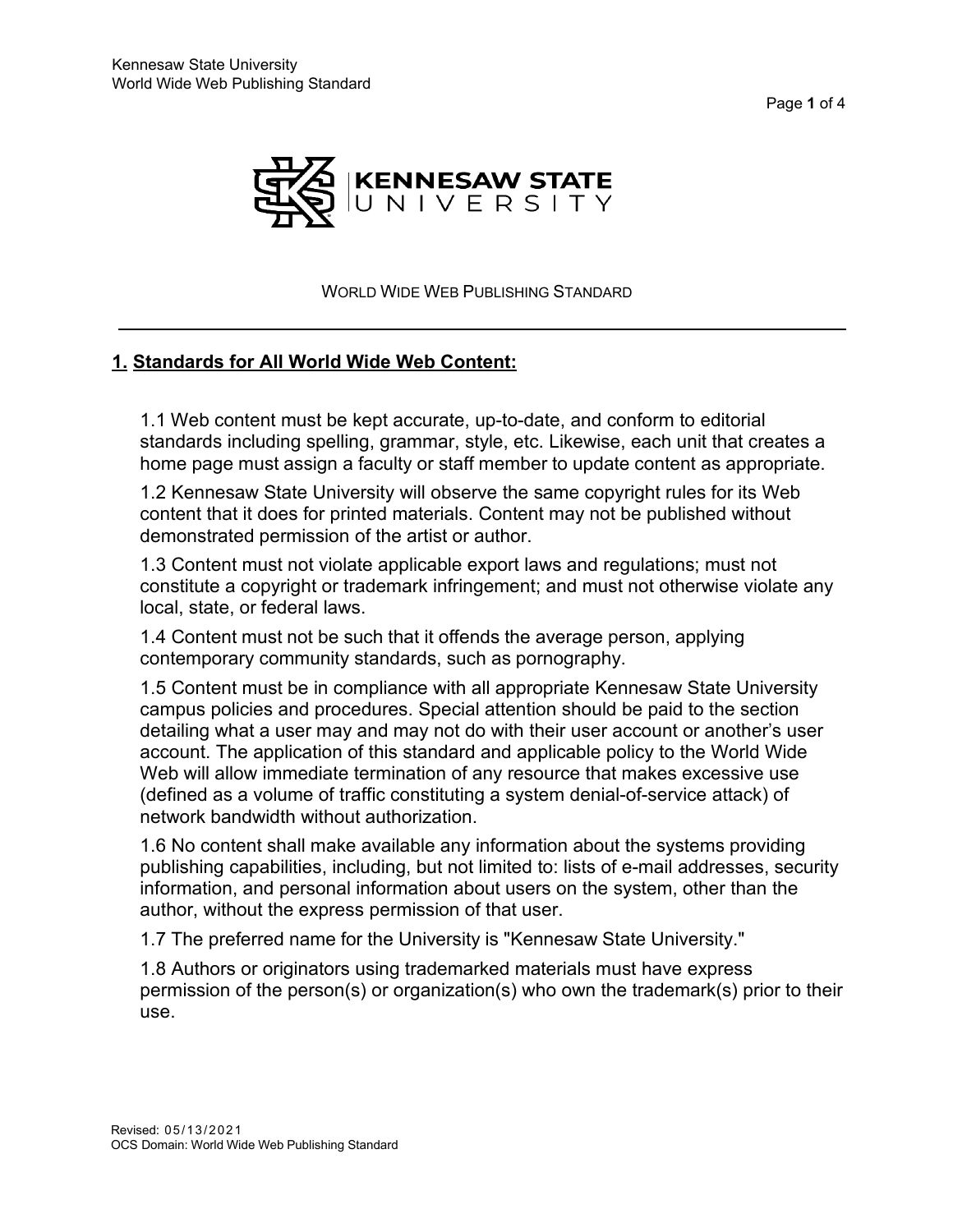WORLD WIDE WEB PUBLISHING STANDARD

## 1. Standards for All World Wide Web Content:

1.1 Web content must be kept accurate, up-to-date, and conform to editorial standards including spelling, grammar, style, etc. Likewise, each unit that creates a home page must assign a faculty or staff member to update content as appropriate.

1.2 Kennesaw State University will observe the same copyright rules for its Web content that it does for printed materials. Content may not be published without demonstrated permission of the artist or author.

1.3 Content must not violate applicable export laws and regulations; must not constitute a copyright or trademark infringement; and must not otherwise violate any local, state, or federal laws.

1.4 Content must not be such that it offends the average person, applying contemporary community standards, such as pornography.

1.5 Content must be in compliance with all appropriate Kennesaw State University campus policies and procedures. Special attention should be paid to the section detailing what a user may and may not do with their user account or another's user account. The application of this standard and applicable policy to the World Wide Web will allow immediate termination of any resource that makes excessive use (defined as a volume of traffic constituting a system denial-of-service attack) of network bandwidth without authorization.

1.6 No content shall make available any information about the systems providing publishing capabilities, including, but not limited to: lists of e-mail addresses, security information, and personal information about users on the system, other than the author, without the express permission of that user.

1.7 The preferred name for the University is "Kennesaw State University."

1.8 Authors or originators using trademarked materials must have express permission of the person(s) or organization(s) who own the trademark(s) prior to their use.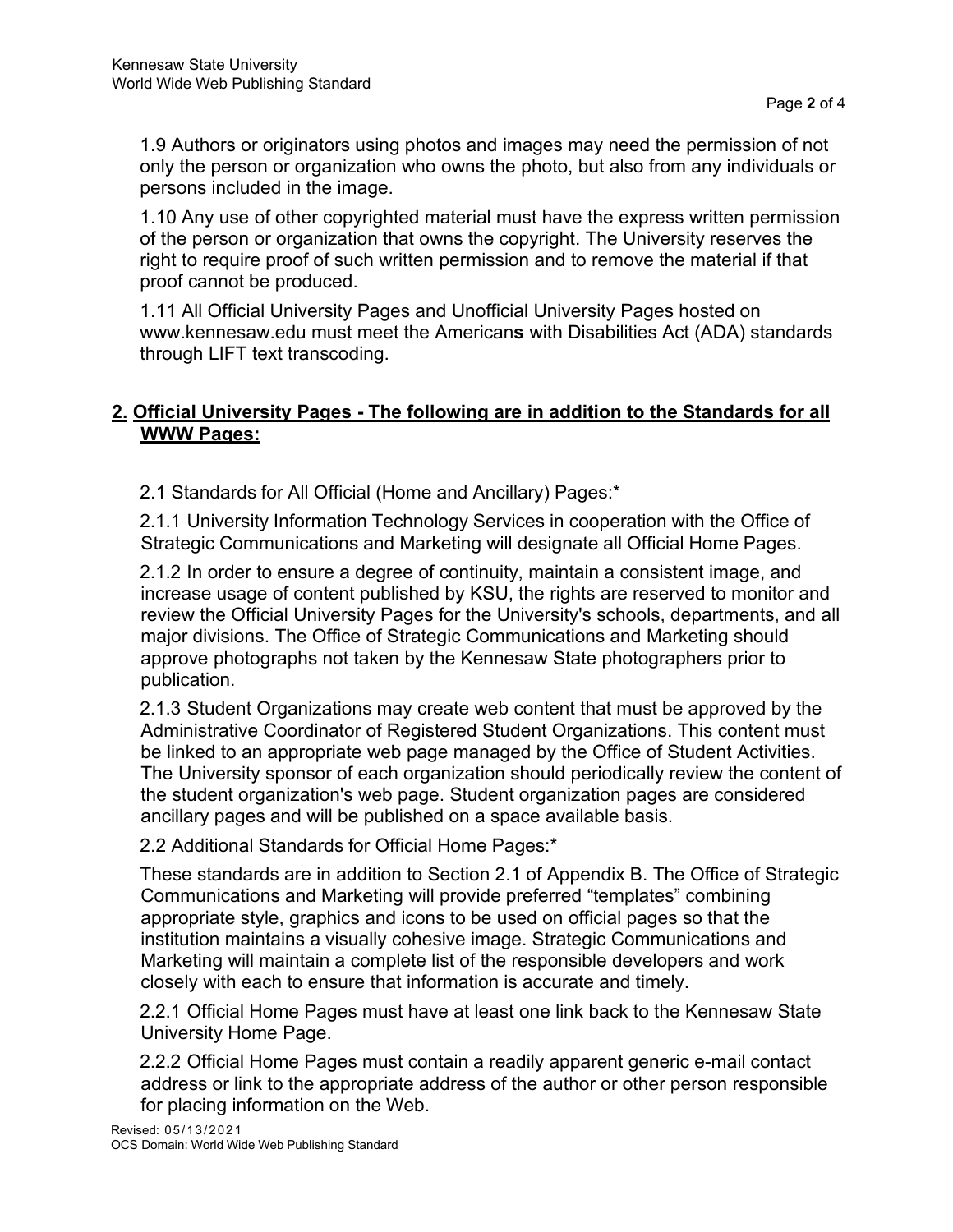1.9 Authors or originators using photos and images may need the permission of not only the person or organization who owns the photo, but also from any individuals or persons included in the image.

1.10 Any use of other copyrighted material must have the express written permission of the person or organization that owns the copyright. The University reserves the right to require proof of such written permission and to remove the material if that proof cannot be produced.

1.11 All Official University Pages and Unofficial University Pages hosted on www.kennesaw.edu must meet the American**s** with Disabilities Act (ADA) standards through LIFT text transcoding.

## **2. Official University Pages - The following are in addition to the Standards for all WWW Pages:**

2.1 Standards for All Official (Home and Ancillary) Pages:*

2.1.1 University Information Technology Services in cooperation with the Office of Strategic Communications and Marketing will designate all Official Home Pages.

2.1.2 In order to ensure a degree of continuity, maintain a consistent image, and increase usage of content published by KSU, the rights are reserved to monitor and review the Official University Pages for the University's schools, departments, and all major divisions. The Office of Strategic Communications and Marketing should approve photographs not taken by the Kennesaw State photographers prior to publication.

2.1.3 Student Organizations may create web content that must be approved by the Administrative Coordinator of Registered Student Organizations. This content must be linked to an appropriate web page managed by the Office of Student Activities. The University sponsor of each organization should periodically review the content of the student organization's web page. Student organization pages are considered ancillary pages and will be published on a space available basis.

2.2 Additional Standards for Official Home Pages:*

These standards are in addition to Section 2.1 of Appendix B. The Office of Strategic Communications and Marketing will provide preferred "templates" combining appropriate style, graphics and icons to be used on official pages so that the institution maintains a visually cohesive image. Strategic Communications and Marketing will maintain a complete list of the responsible developers and work closely with each to ensure that information is accurate and timely.

2.2.1 Official Home Pages must have at least one link back to the Kennesaw State University Home Page.

2.2.2 Official Home Pages must contain a readily apparent generic e-mail contact address or link to the appropriate address of the author or other person responsible for placing information on the Web.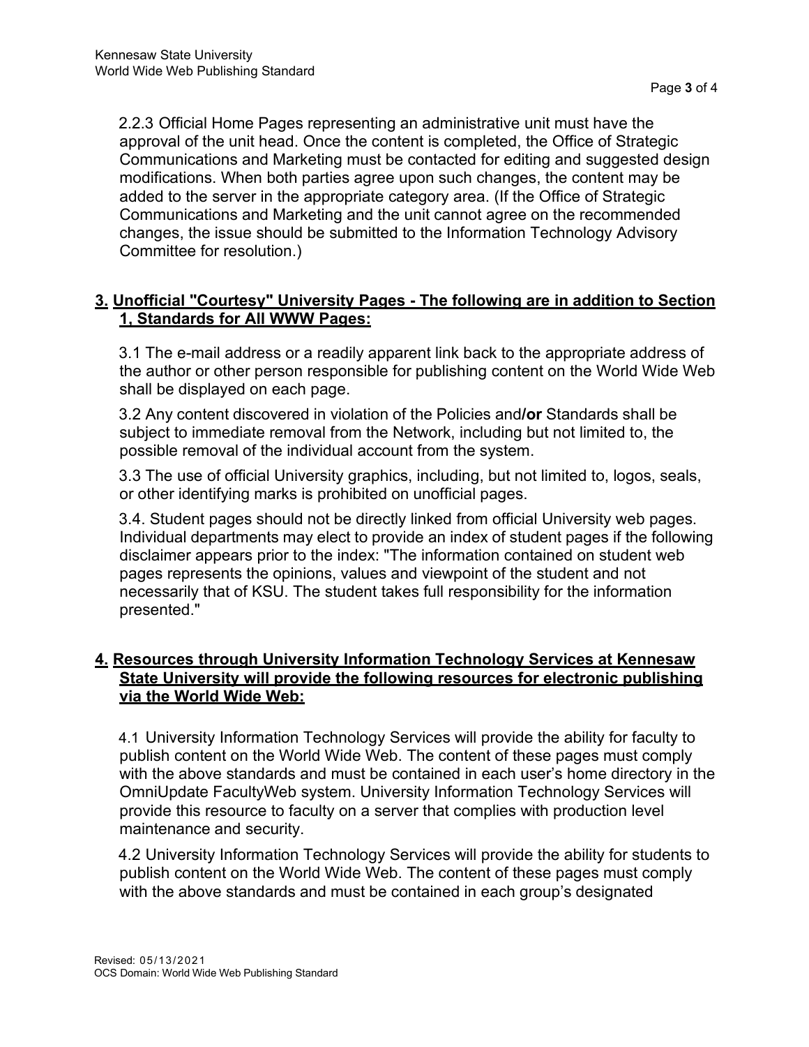2.2.3 Official Home Pages representing an administrative unit must have the approval of the unit head. Once the content is completed, the Office of Strategic Communications and Marketing must be contacted for editing and suggested design modifications. When both parties agree upon such changes, the content may be added to the server in the appropriate category area. (If the Office of Strategic Communications and Marketing and the unit cannot agree on the recommended changes, the issue should be submitted to the Information Technology Advisory Committee for resolution.)

## 3. Unofficial "Courtesy" University Pages - The following are in addition to Section 1, Standards for All WWW Pages:

3.1 The e-mail address or a readily apparent link back to the appropriate address of the author or other person responsible for publishing content on the World Wide Web shall be displayed on each page.

3.2 Any content discovered in violation of the Policies and**/or** Standards shall be subject to immediate removal from the Network, including but not limited to, the possible removal of the individual account from the system.

3.3 The use of official University graphics, including, but not limited to, logos, seals, or other identifying marks is prohibited on unofficial pages.

3.4. Student pages should not be directly linked from official University web pages. Individual departments may elect to provide an index of student pages if the following disclaimer appears prior to the index: "The information contained on student web pages represents the opinions, values and viewpoint of the student and not necessarily that of KSU. The student takes full responsibility for the information presented."

## 4. Resources through University Information Technology Services at Kennesaw State University will provide the following resources for electronic publishing via the World Wide Web:

4.1 University Information Technology Services will provide the ability for faculty to publish content on the World Wide Web. The content of these pages must comply with the above standards and must be contained in each user's home directory in the OmniUpdate FacultyWeb system. University Information Technology Services will provide this resource to faculty on a server that complies with production level maintenance and security.

4.2 University Information Technology Services will provide the ability for students to publish content on the World Wide Web. The content of these pages must comply with the above standards and must be contained in each group's designated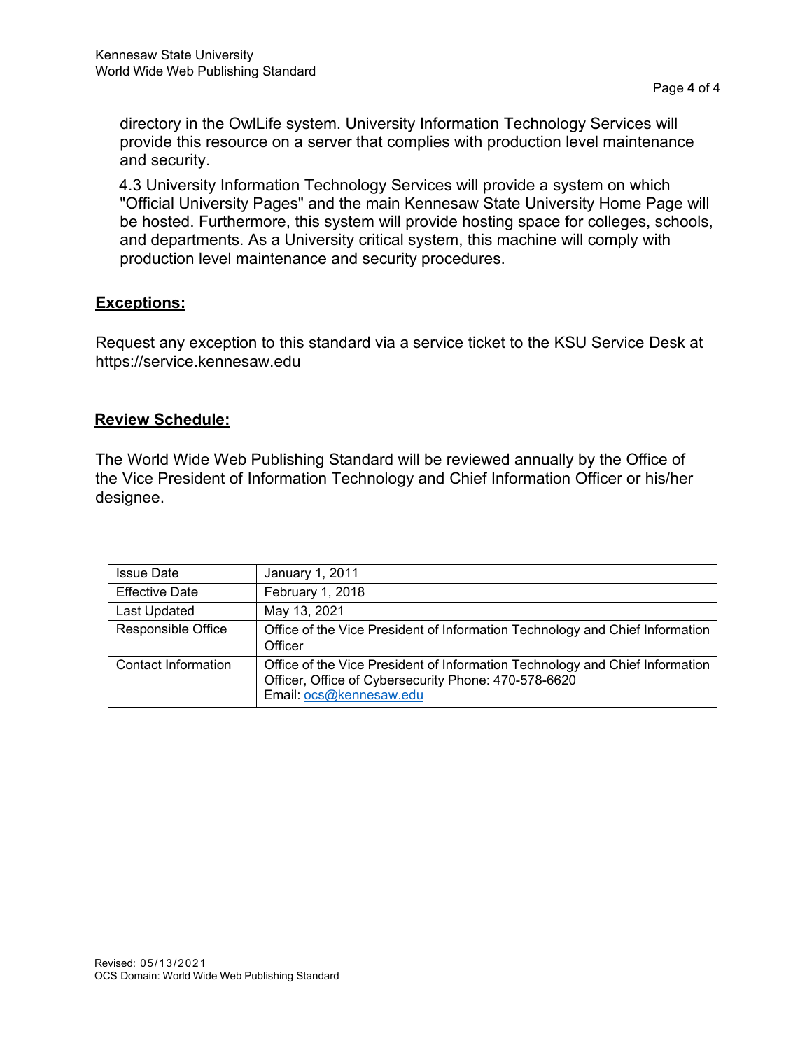directory in the OwlLife system. University Information Technology Services will provide this resource on a server that complies with production level maintenance and security.

4.3 University Information Technology Services will provide a system on which "Official University Pages" and the main Kennesaw State University Home Page will be hosted. Furthermore, this system will provide hosting space for colleges, schools, and departments. As a University critical system, this machine will comply with production level maintenance and security procedures.

## Exceptions:

Request any exception to this standard via a service ticket to the KSU Service Desk at https://service.kennesaw.edu

## Review Schedule:

The World Wide Web Publishing Standard will be reviewed annually by the Office of the Vice President of Information Technology and Chief Information Officer or his/her designee.

| | |
|---|---|
| Issue Date | January 1, 2011 |
| Effective Date | February 1, 2018 |
| Last Updated | May 13, 2021 |
| Responsible Office | Office of the Vice President of Information Technology and Chief Information Officer |
| Contact Information | Office of the Vice President of Information Technology and Chief Information Officer, Office of Cybersecurity Phone: 470-578-6620<br>Email: ocs@kennesaw.edu |